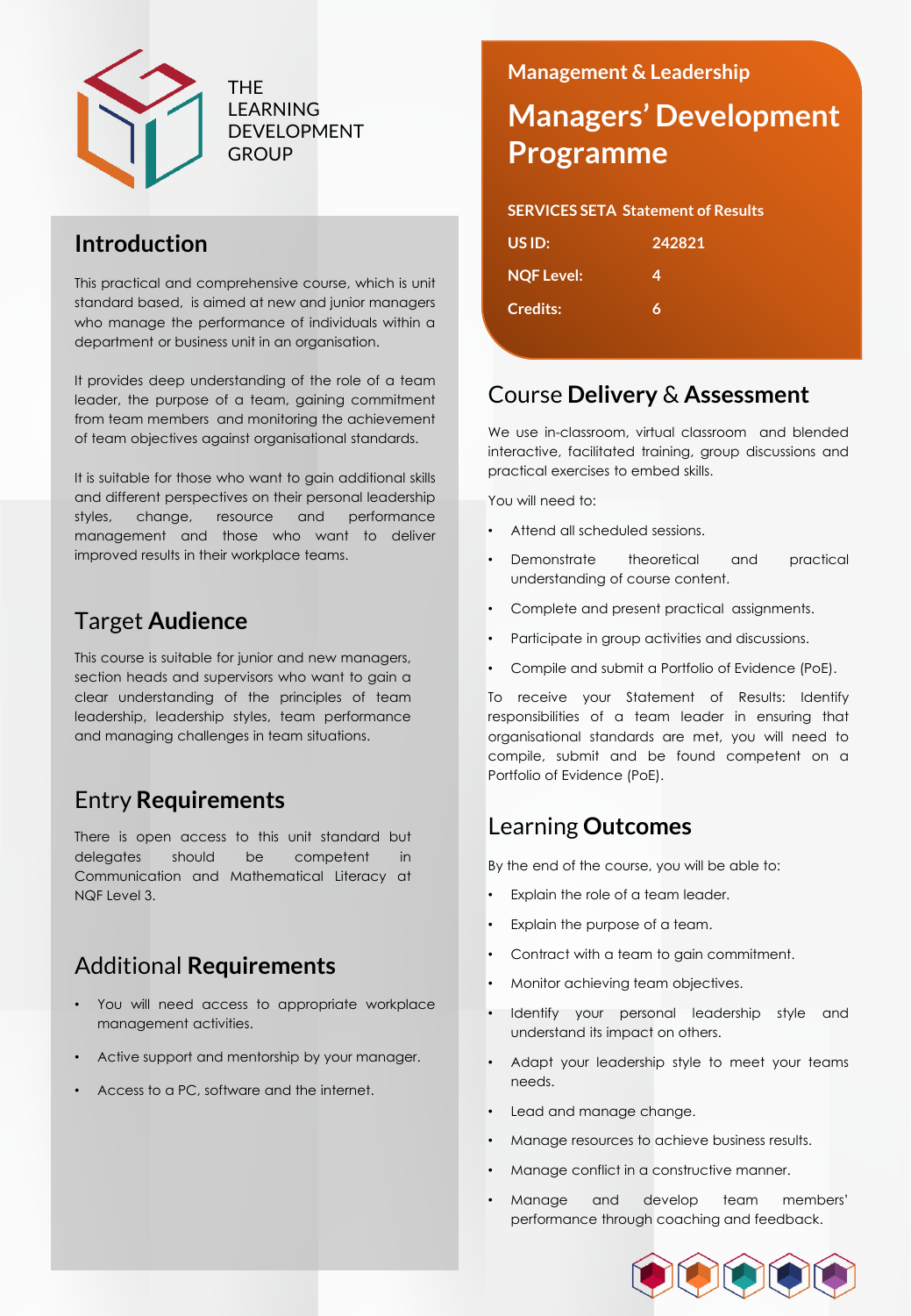THE LEARNING DEVELOPMENT GROUP

## Management & Leadership

# Managers' Development Programme

| SERVICES SETA Statement of Results | |
| --- | --- |
| US ID: | 242821 |
| NQF Level: | 4 |
| Credits: | 6 |

## Introduction

This practical and comprehensive course, which is unit standard based, is aimed at new and junior managers who manage the performance of individuals within a department or business unit in an organisation.

It provides deep understanding of the role of a team leader, the purpose of a team, gaining commitment from team members and monitoring the achievement of team objectives against organisational standards.

It is suitable for those who want to gain additional skills and different perspectives on their personal leadership styles, change, resource and performance management and those who want to deliver improved results in their workplace teams.

## Target Audience

This course is suitable for junior and new managers, section heads and supervisors who want to gain a clear understanding of the principles of team leadership, leadership styles, team performance and managing challenges in team situations.

## Entry Requirements

There is open access to this unit standard but delegates should be competent in Communication and Mathematical Literacy at NQF Level 3.

## Additional Requirements

- You will need access to appropriate workplace management activities.
- Active support and mentorship by your manager.
- Access to a PC, software and the internet.

## Course Delivery & Assessment

We use in-classroom, virtual classroom and blended interactive, facilitated training, group discussions and practical exercises to embed skills.

You will need to:

- Attend all scheduled sessions.
- Demonstrate theoretical and practical understanding of course content.
- Complete and present practical assignments.
- Participate in group activities and discussions.
- Compile and submit a Portfolio of Evidence (PoE).

To receive your Statement of Results: Identify responsibilities of a team leader in ensuring that organisational standards are met, you will need to compile, submit and be found competent on a Portfolio of Evidence (PoE).

## Learning Outcomes

By the end of the course, you will be able to:

- Explain the role of a team leader.
- Explain the purpose of a team.
- Contract with a team to gain commitment.
- Monitor achieving team objectives.
- Identify your personal leadership style and understand its impact on others.
- Adapt your leadership style to meet your teams needs.
- Lead and manage change.
- Manage resources to achieve business results.
- Manage conflict in a constructive manner.
- Manage and develop team members' performance through coaching and feedback.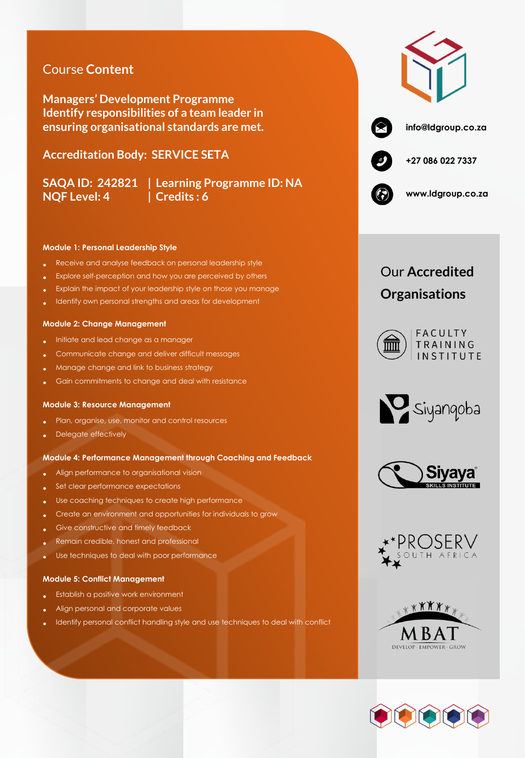## Course **Content**

**Managers' Development Programme**
**Identify responsibilities of a team leader in ensuring organisational standards are met.**

**Accreditation Body: SERVICE SETA**

**SAQA ID: 242821 | Learning Programme ID: NA**
**NQF Level: 4 | Credits : 6**

**Module 1: Personal Leadership Style**

- Receive and analyse feedback on personal leadership style
- Explore self-perception and how you are perceived by others
- Explain the impact of your leadership style on those you manage
- Identify own personal strengths and areas for development

**Module 2: Change Management**

- Initiate and lead change as a manager
- Communicate change and deliver difficult messages
- Manage change and link to business strategy
- Gain commitments to change and deal with resistance

**Module 3: Resource Management**

- Plan, organise, use, monitor and control resources
- Delegate effectively

**Module 4: Performance Management through Coaching and Feedback**

- Align performance to organisational vision
- Set clear performance expectations
- Use coaching techniques to create high performance
- Create an environment and opportunities for individuals to grow
- Give constructive and timely feedback
- Remain credible, honest and professional
- Use techniques to deal with poor performance

**Module 5: Conflict Management**

- Establish a positive work environment
- Align personal and corporate values
- Identify personal conflict handling style and use techniques to deal with conflict

info@ldgroup.co.za

+27 086 022 7337

www.ldgroup.co.za

## Our **Accredited Organisations**

FACULTY TRAINING INSTITUTE

Siyanqoba

Siyaya SKILLS INSTITUTE

PROSERV SOUTH AFRICA

MBAT DEVELOP · EMPOWER · GROW